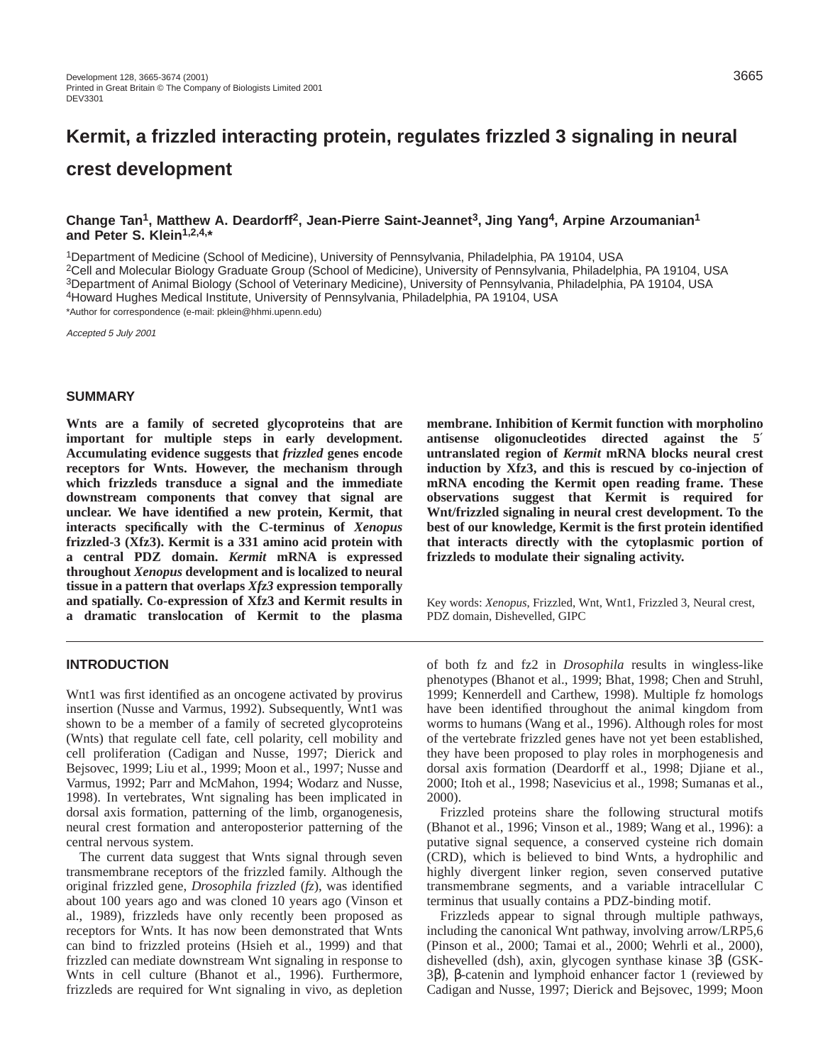# Kermit, a frizzled interacting protein, regulates frizzled 3 signaling in neural crest development

**Change Tan[1], Matthew A. Deardorff[2], Jean-Pierre Saint-Jeannet[3], Jing Yang[4], Arpine Arzoumanian[1] and Peter S. Klein[1,2,4,*]**

[1]Department of Medicine (School of Medicine), University of Pennsylvania, Philadelphia, PA 19104, USA
[2]Cell and Molecular Biology Graduate Group (School of Medicine), University of Pennsylvania, Philadelphia, PA 19104, USA
[3]Department of Animal Biology (School of Veterinary Medicine), University of Pennsylvania, Philadelphia, PA 19104, USA
[4]Howard Hughes Medical Institute, University of Pennsylvania, Philadelphia, PA 19104, USA
*Author for correspondence (e-mail: pklein@hhmi.upenn.edu)

*Accepted 5 July 2001*

## SUMMARY

**Wnts are a family of secreted glycoproteins that are important for multiple steps in early development. Accumulating evidence suggests that *frizzled* genes encode receptors for Wnts. However, the mechanism through which frizzleds transduce a signal and the immediate downstream components that convey that signal are unclear. We have identified a new protein, Kermit, that interacts specifically with the C-terminus of *Xenopus* frizzled-3 (Xfz3). Kermit is a 331 amino acid protein with a central PDZ domain. *Kermit* mRNA is expressed throughout *Xenopus* development and is localized to neural tissue in a pattern that overlaps *Xfz3* expression temporally and spatially. Co-expression of Xfz3 and Kermit results in a dramatic translocation of Kermit to the plasma membrane. Inhibition of Kermit function with morpholino antisense oligonucleotides directed against the 5′ untranslated region of *Kermit* mRNA blocks neural crest induction by Xfz3, and this is rescued by co-injection of mRNA encoding the Kermit open reading frame. These observations suggest that Kermit is required for Wnt/frizzled signaling in neural crest development. To the best of our knowledge, Kermit is the first protein identified that interacts directly with the cytoplasmic portion of frizzleds to modulate their signaling activity.**

Key words: *Xenopus*, Frizzled, Wnt, Wnt1, Frizzled 3, Neural crest, PDZ domain, Dishevelled, GIPC

## INTRODUCTION

Wnt1 was first identified as an oncogene activated by provirus insertion (Nusse and Varmus, 1992). Subsequently, Wnt1 was shown to be a member of a family of secreted glycoproteins (Wnts) that regulate cell fate, cell polarity, cell mobility and cell proliferation (Cadigan and Nusse, 1997; Dierick and Bejsovec, 1999; Liu et al., 1999; Moon et al., 1997; Nusse and Varmus, 1992; Parr and McMahon, 1994; Wodarz and Nusse, 1998). In vertebrates, Wnt signaling has been implicated in dorsal axis formation, patterning of the limb, organogenesis, neural crest formation and anteroposterior patterning of the central nervous system.

The current data suggest that Wnts signal through seven transmembrane receptors of the frizzled family. Although the original frizzled gene, *Drosophila frizzled* (*fz*), was identified about 100 years ago and was cloned 10 years ago (Vinson et al., 1989), frizzleds have only recently been proposed as receptors for Wnts. It has now been demonstrated that Wnts can bind to frizzled proteins (Hsieh et al., 1999) and that frizzled can mediate downstream Wnt signaling in response to Wnts in cell culture (Bhanot et al., 1996). Furthermore, frizzleds are required for Wnt signaling in vivo, as depletion of both fz and fz2 in *Drosophila* results in wingless-like phenotypes (Bhanot et al., 1999; Bhat, 1998; Chen and Struhl, 1999; Kennerdell and Carthew, 1998). Multiple fz homologs have been identified throughout the animal kingdom from worms to humans (Wang et al., 1996). Although roles for most of the vertebrate frizzled genes have not yet been established, they have been proposed to play roles in morphogenesis and dorsal axis formation (Deardorff et al., 1998; Djiane et al., 2000; Itoh et al., 1998; Nasevicius et al., 1998; Sumanas et al., 2000).

Frizzled proteins share the following structural motifs (Bhanot et al., 1996; Vinson et al., 1989; Wang et al., 1996): a putative signal sequence, a conserved cysteine rich domain (CRD), which is believed to bind Wnts, a hydrophilic and highly divergent linker region, seven conserved putative transmembrane segments, and a variable intracellular C terminus that usually contains a PDZ-binding motif.

Frizzleds appear to signal through multiple pathways, including the canonical Wnt pathway, involving arrow/LRP5,6 (Pinson et al., 2000; Tamai et al., 2000; Wehrli et al., 2000), dishevelled (dsh), axin, glycogen synthase kinase 3β (GSK-3β), β-catenin and lymphoid enhancer factor 1 (reviewed by Cadigan and Nusse, 1997; Dierick and Bejsovec, 1999; Moon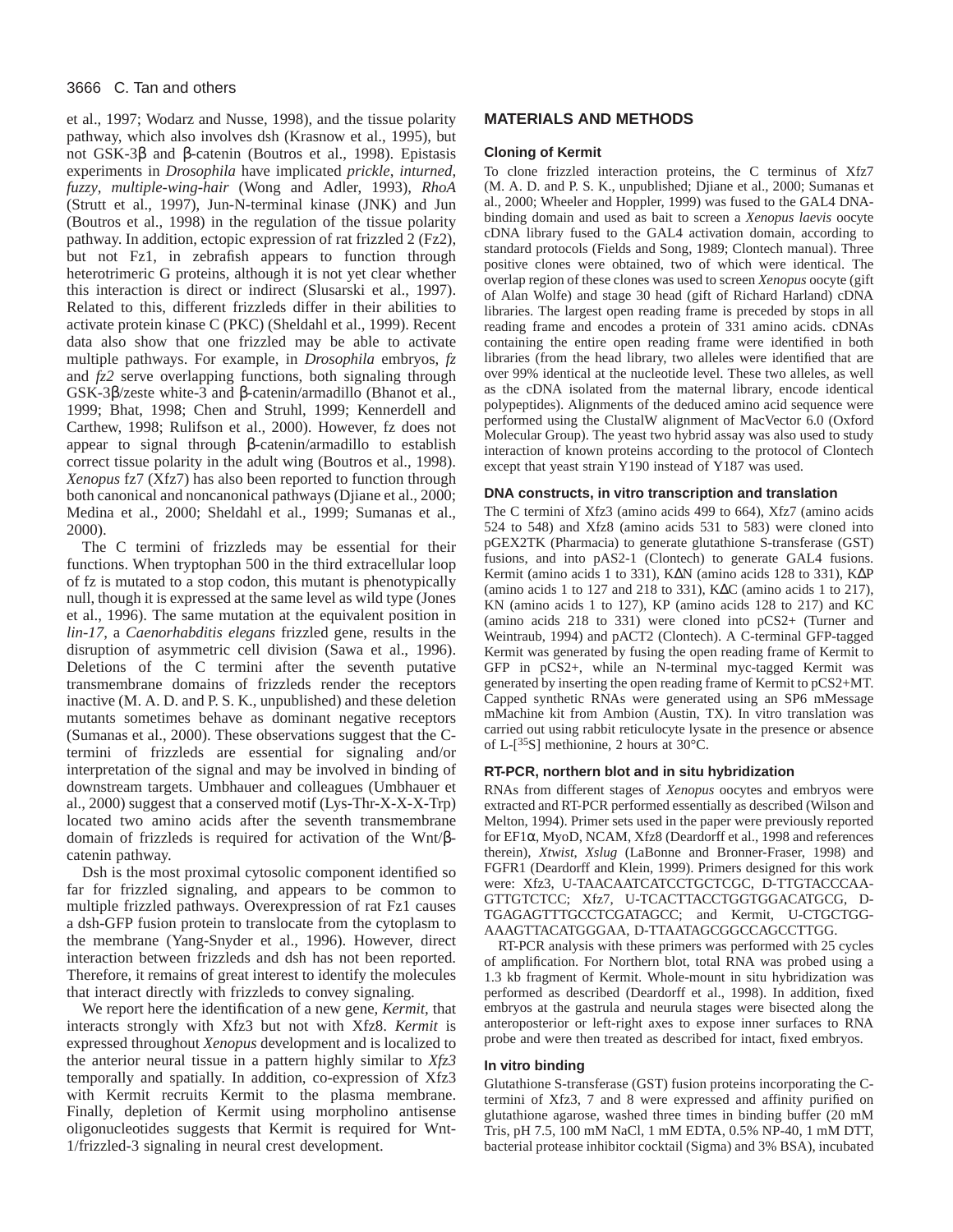et al., 1997; Wodarz and Nusse, 1998), and the tissue polarity pathway, which also involves dsh (Krasnow et al., 1995), but not GSK-3β and β-catenin (Boutros et al., 1998). Epistasis experiments in *Drosophila* have implicated *prickle*, *inturned*, *fuzzy*, *multiple-wing-hair* (Wong and Adler, 1993), *RhoA* (Strutt et al., 1997), Jun-N-terminal kinase (JNK) and Jun (Boutros et al., 1998) in the regulation of the tissue polarity pathway. In addition, ectopic expression of rat frizzled 2 (Fz2), but not Fz1, in zebrafish appears to function through heterotrimeric G proteins, although it is not yet clear whether this interaction is direct or indirect (Slusarski et al., 1997). Related to this, different frizzleds differ in their abilities to activate protein kinase C (PKC) (Sheldahl et al., 1999). Recent data also show that one frizzled may be able to activate multiple pathways. For example, in *Drosophila* embryos, *fz* and *fz2* serve overlapping functions, both signaling through GSK-3β/zeste white-3 and β-catenin/armadillo (Bhanot et al., 1999; Bhat, 1998; Chen and Struhl, 1999; Kennerdell and Carthew, 1998; Rulifson et al., 2000). However, fz does not appear to signal through β-catenin/armadillo to establish correct tissue polarity in the adult wing (Boutros et al., 1998). *Xenopus* fz7 (Xfz7) has also been reported to function through both canonical and noncanonical pathways (Djiane et al., 2000; Medina et al., 2000; Sheldahl et al., 1999; Sumanas et al., 2000).

The C termini of frizzleds may be essential for their functions. When tryptophan 500 in the third extracellular loop of fz is mutated to a stop codon, this mutant is phenotypically null, though it is expressed at the same level as wild type (Jones et al., 1996). The same mutation at the equivalent position in *lin-17*, a *Caenorhabditis elegans* frizzled gene, results in the disruption of asymmetric cell division (Sawa et al., 1996). Deletions of the C termini after the seventh putative transmembrane domains of frizzleds render the receptors inactive (M. A. D. and P. S. K., unpublished) and these deletion mutants sometimes behave as dominant negative receptors (Sumanas et al., 2000). These observations suggest that the C-termini of frizzleds are essential for signaling and/or interpretation of the signal and may be involved in binding of downstream targets. Umbhauer and colleagues (Umbhauer et al., 2000) suggest that a conserved motif (Lys-Thr-X-X-X-Trp) located two amino acids after the seventh transmembrane domain of frizzleds is required for activation of the Wnt/β-catenin pathway.

Dsh is the most proximal cytosolic component identified so far for frizzled signaling, and appears to be common to multiple frizzled pathways. Overexpression of rat Fz1 causes a dsh-GFP fusion protein to translocate from the cytoplasm to the membrane (Yang-Snyder et al., 1996). However, direct interaction between frizzleds and dsh has not been reported. Therefore, it remains of great interest to identify the molecules that interact directly with frizzleds to convey signaling.

We report here the identification of a new gene, *Kermit*, that interacts strongly with Xfz3 but not with Xfz8. *Kermit* is expressed throughout *Xenopus* development and is localized to the anterior neural tissue in a pattern highly similar to *Xfz3* temporally and spatially. In addition, co-expression of Xfz3 with Kermit recruits Kermit to the plasma membrane. Finally, depletion of Kermit using morpholino antisense oligonucleotides suggests that Kermit is required for Wnt-1/frizzled-3 signaling in neural crest development.

## MATERIALS AND METHODS

### Cloning of Kermit

To clone frizzled interaction proteins, the C terminus of Xfz7 (M. A. D. and P. S. K., unpublished; Djiane et al., 2000; Sumanas et al., 2000; Wheeler and Hoppler, 1999) was fused to the GAL4 DNA-binding domain and used as bait to screen a *Xenopus laevis* oocyte cDNA library fused to the GAL4 activation domain, according to standard protocols (Fields and Song, 1989; Clontech manual). Three positive clones were obtained, two of which were identical. The overlap region of these clones was used to screen *Xenopus* oocyte (gift of Alan Wolfe) and stage 30 head (gift of Richard Harland) cDNA libraries. The largest open reading frame is preceded by stops in all reading frame and encodes a protein of 331 amino acids. cDNAs containing the entire open reading frame were identified in both libraries (from the head library, two alleles were identified that are over 99% identical at the nucleotide level. These two alleles, as well as the cDNA isolated from the maternal library, encode identical polypeptides). Alignments of the deduced amino acid sequence were performed using the ClustalW alignment of MacVector 6.0 (Oxford Molecular Group). The yeast two hybrid assay was also used to study interaction of known proteins according to the protocol of Clontech except that yeast strain Y190 instead of Y187 was used.

### DNA constructs, in vitro transcription and translation

The C termini of Xfz3 (amino acids 499 to 664), Xfz7 (amino acids 524 to 548) and Xfz8 (amino acids 531 to 583) were cloned into pGEX2TK (Pharmacia) to generate glutathione S-transferase (GST) fusions, and into pAS2-1 (Clontech) to generate GAL4 fusions. Kermit (amino acids 1 to 331), KΔN (amino acids 128 to 331), KΔP (amino acids 1 to 127 and 218 to 331), KΔC (amino acids 1 to 217), KN (amino acids 1 to 127), KP (amino acids 128 to 217) and KC (amino acids 218 to 331) were cloned into pCS2+ (Turner and Weintraub, 1994) and pACT2 (Clontech). A C-terminal GFP-tagged Kermit was generated by fusing the open reading frame of Kermit to GFP in pCS2+, while an N-terminal myc-tagged Kermit was generated by inserting the open reading frame of Kermit to pCS2+MT. Capped synthetic RNAs were generated using an SP6 mMessage mMachine kit from Ambion (Austin, TX). In vitro translation was carried out using rabbit reticulocyte lysate in the presence or absence of L-[$^{35}$S] methionine, 2 hours at 30°C.

### RT-PCR, northern blot and in situ hybridization

RNAs from different stages of *Xenopus* oocytes and embryos were extracted and RT-PCR performed essentially as described (Wilson and Melton, 1994). Primer sets used in the paper were previously reported for EF1α, MyoD, NCAM, Xfz8 (Deardorff et al., 1998 and references therein), *Xtwist*, *Xslug* (LaBonne and Bronner-Fraser, 1998) and FGFR1 (Deardorff and Klein, 1999). Primers designed for this work were: Xfz3, U-TAACAATCATCCTGCTCGC, D-TTGTACCCAA-GTTGTCTCC; Xfz7, U-TCACTTACCTGGTGGACATGCG, D-TGAGAGTTTGCCTCGATAGCC; and Kermit, U-CTGCTGG-AAAGTTACATGGGAA, D-TTAATAGCGGCCAGCCTTGG.

RT-PCR analysis with these primers was performed with 25 cycles of amplification. For Northern blot, total RNA was probed using a 1.3 kb fragment of Kermit. Whole-mount in situ hybridization was performed as described (Deardorff et al., 1998). In addition, fixed embryos at the gastrula and neurula stages were bisected along the anteroposterior or left-right axes to expose inner surfaces to RNA probe and were then treated as described for intact, fixed embryos.

### In vitro binding

Glutathione S-transferase (GST) fusion proteins incorporating the C-termini of Xfz3, 7 and 8 were expressed and affinity purified on glutathione agarose, washed three times in binding buffer (20 mM Tris, pH 7.5, 100 mM NaCl, 1 mM EDTA, 0.5% NP-40, 1 mM DTT, bacterial protease inhibitor cocktail (Sigma) and 3% BSA), incubated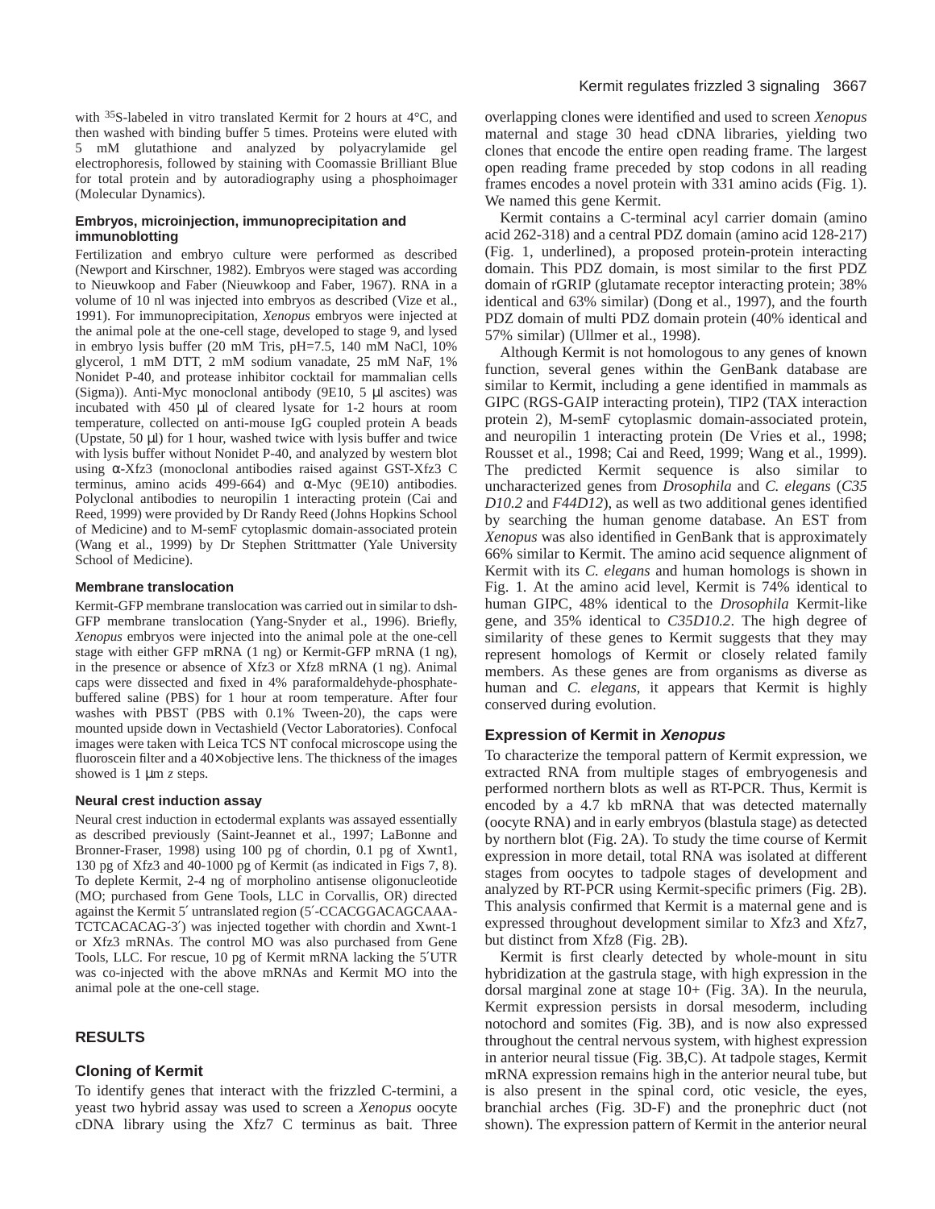with $^{35}$S-labeled in vitro translated Kermit for 2 hours at 4°C, and then washed with binding buffer 5 times. Proteins were eluted with 5 mM glutathione and analyzed by polyacrylamide gel electrophoresis, followed by staining with Coomassie Brilliant Blue for total protein and by autoradiography using a phosphoimager (Molecular Dynamics).

#### Embryos, microinjection, immunoprecipitation and immunoblotting

Fertilization and embryo culture were performed as described (Newport and Kirschner, 1982). Embryos were staged was according to Nieuwkoop and Faber (Nieuwkoop and Faber, 1967). RNA in a volume of 10 nl was injected into embryos as described (Vize et al., 1991). For immunoprecipitation, *Xenopus* embryos were injected at the animal pole at the one-cell stage, developed to stage 9, and lysed in embryo lysis buffer (20 mM Tris, pH=7.5, 140 mM NaCl, 10% glycerol, 1 mM DTT, 2 mM sodium vanadate, 25 mM NaF, 1% Nonidet P-40, and protease inhibitor cocktail for mammalian cells (Sigma)). Anti-Myc monoclonal antibody (9E10, 5 μl ascites) was incubated with 450 μl of cleared lysate for 1-2 hours at room temperature, collected on anti-mouse IgG coupled protein A beads (Upstate, 50 μl) for 1 hour, washed twice with lysis buffer and twice with lysis buffer without Nonidet P-40, and analyzed by western blot using α-Xfz3 (monoclonal antibodies raised against GST-Xfz3 C terminus, amino acids 499-664) and α-Myc (9E10) antibodies. Polyclonal antibodies to neuropilin 1 interacting protein (Cai and Reed, 1999) were provided by Dr Randy Reed (Johns Hopkins School of Medicine) and to M-semF cytoplasmic domain-associated protein (Wang et al., 1999) by Dr Stephen Strittmatter (Yale University School of Medicine).

#### Membrane translocation

Kermit-GFP membrane translocation was carried out in similar to dsh-GFP membrane translocation (Yang-Snyder et al., 1996). Briefly, *Xenopus* embryos were injected into the animal pole at the one-cell stage with either GFP mRNA (1 ng) or Kermit-GFP mRNA (1 ng), in the presence or absence of Xfz3 or Xfz8 mRNA (1 ng). Animal caps were dissected and fixed in 4% paraformaldehyde-phosphate-buffered saline (PBS) for 1 hour at room temperature. After four washes with PBST (PBS with 0.1% Tween-20), the caps were mounted upside down in Vectashield (Vector Laboratories). Confocal images were taken with Leica TCS NT confocal microscope using the fluoroscein filter and a 40× objective lens. The thickness of the images showed is 1 μm *z* steps.

#### Neural crest induction assay

Neural crest induction in ectodermal explants was assayed essentially as described previously (Saint-Jeannet et al., 1997; LaBonne and Bronner-Fraser, 1998) using 100 pg of chordin, 0.1 pg of Xwnt1, 130 pg of Xfz3 and 40-1000 pg of Kermit (as indicated in Figs 7, 8). To deplete Kermit, 2-4 ng of morpholino antisense oligonucleotide (MO; purchased from Gene Tools, LLC in Corvallis, OR) directed against the Kermit 5′ untranslated region (5′-CCACGGACAGCAAA-TCTCACACAG-3′) was injected together with chordin and Xwnt-1 or Xfz3 mRNAs. The control MO was also purchased from Gene Tools, LLC. For rescue, 10 pg of Kermit mRNA lacking the 5′UTR was co-injected with the above mRNAs and Kermit MO into the animal pole at the one-cell stage.

## RESULTS

### Cloning of Kermit

To identify genes that interact with the frizzled C-termini, a yeast two hybrid assay was used to screen a *Xenopus* oocyte cDNA library using the Xfz7 C terminus as bait. Three overlapping clones were identified and used to screen *Xenopus* maternal and stage 30 head cDNA libraries, yielding two clones that encode the entire open reading frame. The largest open reading frame preceded by stop codons in all reading frames encodes a novel protein with 331 amino acids (Fig. 1). We named this gene Kermit.

Kermit contains a C-terminal acyl carrier domain (amino acid 262-318) and a central PDZ domain (amino acid 128-217) (Fig. 1, underlined), a proposed protein-protein interacting domain. This PDZ domain, is most similar to the first PDZ domain of rGRIP (glutamate receptor interacting protein; 38% identical and 63% similar) (Dong et al., 1997), and the fourth PDZ domain of multi PDZ domain protein (40% identical and 57% similar) (Ullmer et al., 1998).

Although Kermit is not homologous to any genes of known function, several genes within the GenBank database are similar to Kermit, including a gene identified in mammals as GIPC (RGS-GAIP interacting protein), TIP2 (TAX interaction protein 2), M-semF cytoplasmic domain-associated protein, and neuropilin 1 interacting protein (De Vries et al., 1998; Rousset et al., 1998; Cai and Reed, 1999; Wang et al., 1999). The predicted Kermit sequence is also similar to uncharacterized genes from *Drosophila* and *C. elegans* (*C35 D10.2* and *F44D12*), as well as two additional genes identified by searching the human genome database. An EST from *Xenopus* was also identified in GenBank that is approximately 66% similar to Kermit. The amino acid sequence alignment of Kermit with its *C. elegans* and human homologs is shown in Fig. 1. At the amino acid level, Kermit is 74% identical to human GIPC, 48% identical to the *Drosophila* Kermit-like gene, and 35% identical to *C35D10.2*. The high degree of similarity of these genes to Kermit suggests that they may represent homologs of Kermit or closely related family members. As these genes are from organisms as diverse as human and *C. elegans*, it appears that Kermit is highly conserved during evolution.

### Expression of Kermit in *Xenopus*

To characterize the temporal pattern of Kermit expression, we extracted RNA from multiple stages of embryogenesis and performed northern blots as well as RT-PCR. Thus, Kermit is encoded by a 4.7 kb mRNA that was detected maternally (oocyte RNA) and in early embryos (blastula stage) as detected by northern blot (Fig. 2A). To study the time course of Kermit expression in more detail, total RNA was isolated at different stages from oocytes to tadpole stages of development and analyzed by RT-PCR using Kermit-specific primers (Fig. 2B). This analysis confirmed that Kermit is a maternal gene and is expressed throughout development similar to Xfz3 and Xfz7, but distinct from Xfz8 (Fig. 2B).

Kermit is first clearly detected by whole-mount in situ hybridization at the gastrula stage, with high expression in the dorsal marginal zone at stage 10+ (Fig. 3A). In the neurula, Kermit expression persists in dorsal mesoderm, including notochord and somites (Fig. 3B), and is now also expressed throughout the central nervous system, with highest expression in anterior neural tissue (Fig. 3B,C). At tadpole stages, Kermit mRNA expression remains high in the anterior neural tube, but is also present in the spinal cord, otic vesicle, the eyes, branchial arches (Fig. 3D-F) and the pronephric duct (not shown). The expression pattern of Kermit in the anterior neural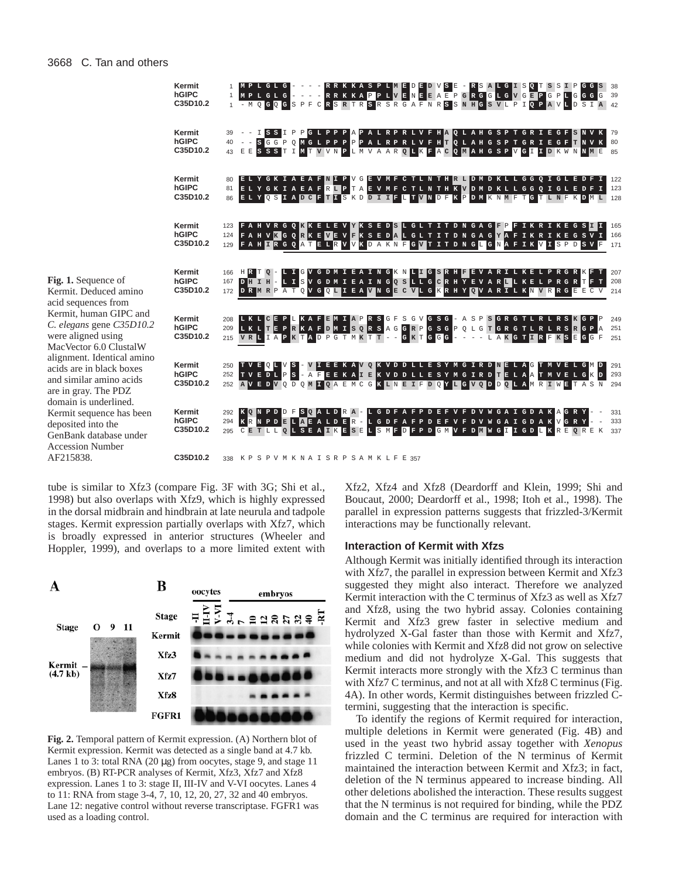Kermit 1 MPLGLG----RRKKASPLMEDEDVSE-RSALGISQTSSIPGGS 38
hGIPC 1 MPLGLG----RRKKAPPLVENEEAEPGRGGLGVGEPGPLGGG 39
C35D10.2 1 -MQGQGSPFCRSRTRSRSRGAFNRSSNHGSVLPIQPAVLDSIA 42

Kermit 39 --ISSIPPGLPPPAPALRPRLVFHAQLAHGSPTGRIEGFSNVK 79
hGIPC 40 --SGGPQMGLPPPPPALRPRLVFHTQLAHGSPTGRIEGFTNVK 80
C35D10.2 43 EESSSTIMTVVNPLMVAARQLKFACQMAHGSPVGIIDKWNNME 85

Kermit 80 ELYGKIAEAFNIPVGEVMFCTLNTHRLDMDKLLGGQIGLEDFI 122
hGIPC 81 ELYGKIAEAFRLPTAEVMFCTLNTHKVDMDKLLGGQIGLEDFI 123
C35D10.2 86 ELYQSIADCFTISKDDIIFLTVNDFKPDMKNMFTGTLNFKDML 128

Kermit 123 FAHVRGQKKELEVYKSEDSLGLTITDNGAGFPFIKRIKEGSII 165
hGIPC 124 FAHVKGQRKEVEVFKSEDALGLTITDNGAGYAFIKRIKEGSVI 166
C35D10.2 129 FAHIRGQATELRVVKDAKNFGVTITDNGLGNAFIKVISPDSVF 171

Kermit 166 HRTQ-LIGVGDMIEAINGKNLIGSRHFEVARILKELPRGRKFT 207
hGIPC 167 DHIH-LISVGDMIEAINGQSLLGCRHYEVARLLKELPRGRTFT 208
C35D10.2 172 DRMRPATQVGQLIEAVNGECVLGKRHYQVARILKNVRRGEECV 214

Kermit 208 LKLCEPLKAFEMIAPRSGFSGVGSG-ASPSGRGTLRLRSKGPP 249
hGIPC 209 LKLTEPRKAFDMISQRSAGGRPGSGPQLGTGRGTLRLRSRGPA 251
C35D10.2 215 VRLIAPKTADPGTMKTT--GKTGGG----LAKGTIRFKSEGGF 251

Kermit 250 TVEQLVS-VIEEKAVQKVDDLLESYMGIRDNELAGTMVELGMD 291
hGIPC 252 TVEDLPS-AFEEKAIEKVDDLLESYMGIRDTELAATMVELGKD 293
C35D10.2 252 AVEDVQDQMIQAEMCGKLNEIFDQYLGVQDDQLAMRIWETASN 294

Kermit 292 KQNPDDFSQALDRA-LGDFAFPDEFVFDVWGAIGDAKAGRY-- 331
hGIPC 294 KRNPDELAEALDER-LGDFAFPDEFVFDVWGAIGDAKVGRY-- 333
C35D10.2 295 CETLLQLSEAIKESELSMFDFPDGMVFDMWGIIGDLKREQREK 337

C35D10.2 338 KPSPVMKNAISRPSAMKLFE 357

**Fig. 1.** Sequence of Kermit. Deduced amino acid sequences from Kermit, human GIPC and *C. elegans* gene *C35D10.2* were aligned using MacVector 6.0 ClustalW alignment. Identical amino acids are in black boxes and similar amino acids are in gray. The PDZ domain is underlined. Kermit sequence has been deposited into the GenBank database under Accession Number AF215838.

tube is similar to Xfz3 (compare Fig. 3F with 3G; Shi et al., 1998) but also overlaps with Xfz9, which is highly expressed in the dorsal midbrain and hindbrain at late neurula and tadpole stages. Kermit expression partially overlaps with Xfz7, which is broadly expressed in anterior structures (Wheeler and Hoppler, 1999), and overlaps to a more limited extent with Xfz2, Xfz4 and Xfz8 (Deardorff and Klein, 1999; Shi and Boucaut, 2000; Deardorff et al., 1998; Itoh et al., 1998). The parallel in expression patterns suggests that frizzled-3/Kermit interactions may be functionally relevant.

**Fig. 2.** Temporal pattern of Kermit expression. (A) Northern blot of Kermit expression. Kermit was detected as a single band at 4.7 kb. Lanes 1 to 3: total RNA (20 μg) from oocytes, stage 9, and stage 11 embryos. (B) RT-PCR analyses of Kermit, Xfz3, Xfz7 and Xfz8 expression. Lanes 1 to 3: stage II, III-IV and V-VI oocytes. Lanes 4 to 11: RNA from stage 3-4, 7, 10, 12, 20, 27, 32 and 40 embryos. Lane 12: negative control without reverse transcriptase. FGFR1 was used as a loading control.

### Interaction of Kermit with Xfzs

Although Kermit was initially identified through its interaction with Xfz7, the parallel in expression between Kermit and Xfz3 suggested they might also interact. Therefore we analyzed Kermit interaction with the C terminus of Xfz3 as well as Xfz7 and Xfz8, using the two hybrid assay. Colonies containing Kermit and Xfz3 grew faster in selective medium and hydrolyzed X-Gal faster than those with Kermit and Xfz7, while colonies with Kermit and Xfz8 did not grow on selective medium and did not hydrolyze X-Gal. This suggests that Kermit interacts more strongly with the Xfz3 C terminus than with Xfz7 C terminus, and not at all with Xfz8 C terminus (Fig. 4A). In other words, Kermit distinguishes between frizzled C-termini, suggesting that the interaction is specific.

To identify the regions of Kermit required for interaction, multiple deletions in Kermit were generated (Fig. 4B) and used in the yeast two hybrid assay together with *Xenopus* frizzled C termini. Deletion of the N terminus of Kermit maintained the interaction between Kermit and Xfz3; in fact, deletion of the N terminus appeared to increase binding. All other deletions abolished the interaction. These results suggest that the N terminus is not required for binding, while the PDZ domain and the C terminus are required for interaction with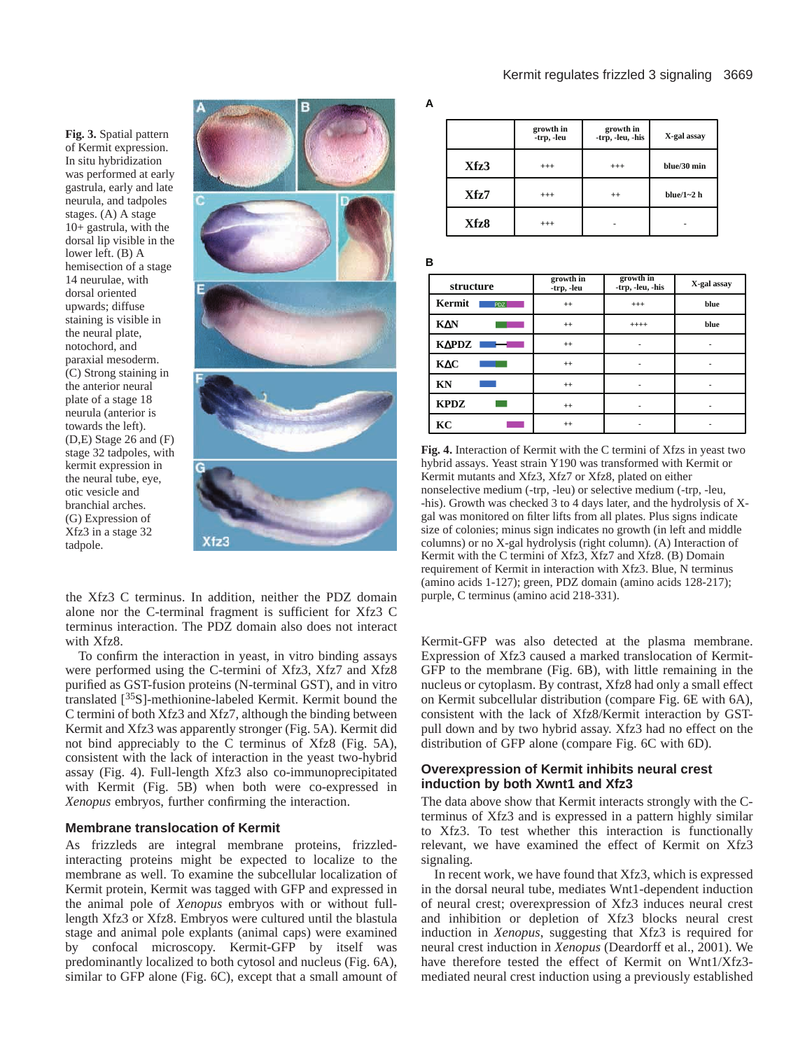**Fig. 3.** Spatial pattern of Kermit expression. In situ hybridization was performed at early gastrula, early and late neurula, and tadpoles stages. (A) A stage 10+ gastrula, with the dorsal lip visible in the lower left. (B) A hemisection of a stage 14 neurulae, with dorsal oriented upwards; diffuse staining is visible in the neural plate, notochord, and paraxial mesoderm. (C) Strong staining in the anterior neural plate of a stage 18 neurula (anterior is towards the left). (D,E) Stage 26 and (F) stage 32 tadpoles, with kermit expression in the neural tube, eye, otic vesicle and branchial arches. (G) Expression of Xfz3 in a stage 32 tadpole.

A

| | growth in -trp, -leu | growth in -trp, -leu, -his | X-gal assay |
|---|---|---|---|
| **Xfz3** | +++ | +++ | blue/30 min |
| **Xfz7** | +++ | ++ | blue/1~2 h |
| **Xfz8** | +++ | - | - |

B

| structure | growth in -trp, -leu | growth in -trp, -leu, -his | X-gal assay |
|---|---|---|---|
| **Kermit** | ++ | +++ | blue |
| **KΔN** | ++ | ++++ | blue |
| **KΔPDZ** | ++ | - | - |
| **KΔC** | ++ | - | - |
| **KN** | ++ | - | - |
| **KPDZ** | ++ | - | - |
| **KC** | ++ | - | - |

**Fig. 4.** Interaction of Kermit with the C termini of Xfzs in yeast two hybrid assays. Yeast strain Y190 was transformed with Kermit or Kermit mutants and Xfz3, Xfz7 or Xfz8, plated on either nonselective medium (-trp, -leu) or selective medium (-trp, -leu, -his). Growth was checked 3 to 4 days later, and the hydrolysis of X-gal was monitored on filter lifts from all plates. Plus signs indicate size of colonies; minus sign indicates no growth (in left and middle columns) or no X-gal hydrolysis (right column). (A) Interaction of Kermit with the C termini of Xfz3, Xfz7 and Xfz8. (B) Domain requirement of Kermit in interaction with Xfz3. Blue, N terminus (amino acids 1-127); green, PDZ domain (amino acids 128-217); purple, C terminus (amino acid 218-331).

the Xfz3 C terminus. In addition, neither the PDZ domain alone nor the C-terminal fragment is sufficient for Xfz3 C terminus interaction. The PDZ domain also does not interact with Xfz8.

To confirm the interaction in yeast, in vitro binding assays were performed using the C-termini of Xfz3, Xfz7 and Xfz8 purified as GST-fusion proteins (N-terminal GST), and in vitro translated [$^{35}$S]-methionine-labeled Kermit. Kermit bound the C termini of both Xfz3 and Xfz7, although the binding between Kermit and Xfz3 was apparently stronger (Fig. 5A). Kermit did not bind appreciably to the C terminus of Xfz8 (Fig. 5A), consistent with the lack of interaction in the yeast two-hybrid assay (Fig. 4). Full-length Xfz3 also co-immunoprecipitated with Kermit (Fig. 5B) when both were co-expressed in *Xenopus* embryos, further confirming the interaction.

## Membrane translocation of Kermit

As frizzleds are integral membrane proteins, frizzled-interacting proteins might be expected to localize to the membrane as well. To examine the subcellular localization of Kermit protein, Kermit was tagged with GFP and expressed in the animal pole of *Xenopus* embryos with or without full-length Xfz3 or Xfz8. Embryos were cultured until the blastula stage and animal pole explants (animal caps) were examined by confocal microscopy. Kermit-GFP by itself was predominantly localized to both cytosol and nucleus (Fig. 6A), similar to GFP alone (Fig. 6C), except that a small amount of Kermit-GFP was also detected at the plasma membrane. Expression of Xfz3 caused a marked translocation of Kermit-GFP to the membrane (Fig. 6B), with little remaining in the nucleus or cytoplasm. By contrast, Xfz8 had only a small effect on Kermit subcellular distribution (compare Fig. 6E with 6A), consistent with the lack of Xfz8/Kermit interaction by GST-pull down and by two hybrid assay. Xfz3 had no effect on the distribution of GFP alone (compare Fig. 6C with 6D).

## Overexpression of Kermit inhibits neural crest induction by both Xwnt1 and Xfz3

The data above show that Kermit interacts strongly with the C-terminus of Xfz3 and is expressed in a pattern highly similar to Xfz3. To test whether this interaction is functionally relevant, we have examined the effect of Kermit on Xfz3 signaling.

In recent work, we have found that Xfz3, which is expressed in the dorsal neural tube, mediates Wnt1-dependent induction of neural crest; overexpression of Xfz3 induces neural crest and inhibition or depletion of Xfz3 blocks neural crest induction in *Xenopus*, suggesting that Xfz3 is required for neural crest induction in *Xenopus* (Deardorff et al., 2001). We have therefore tested the effect of Kermit on Wnt1/Xfz3-mediated neural crest induction using a previously established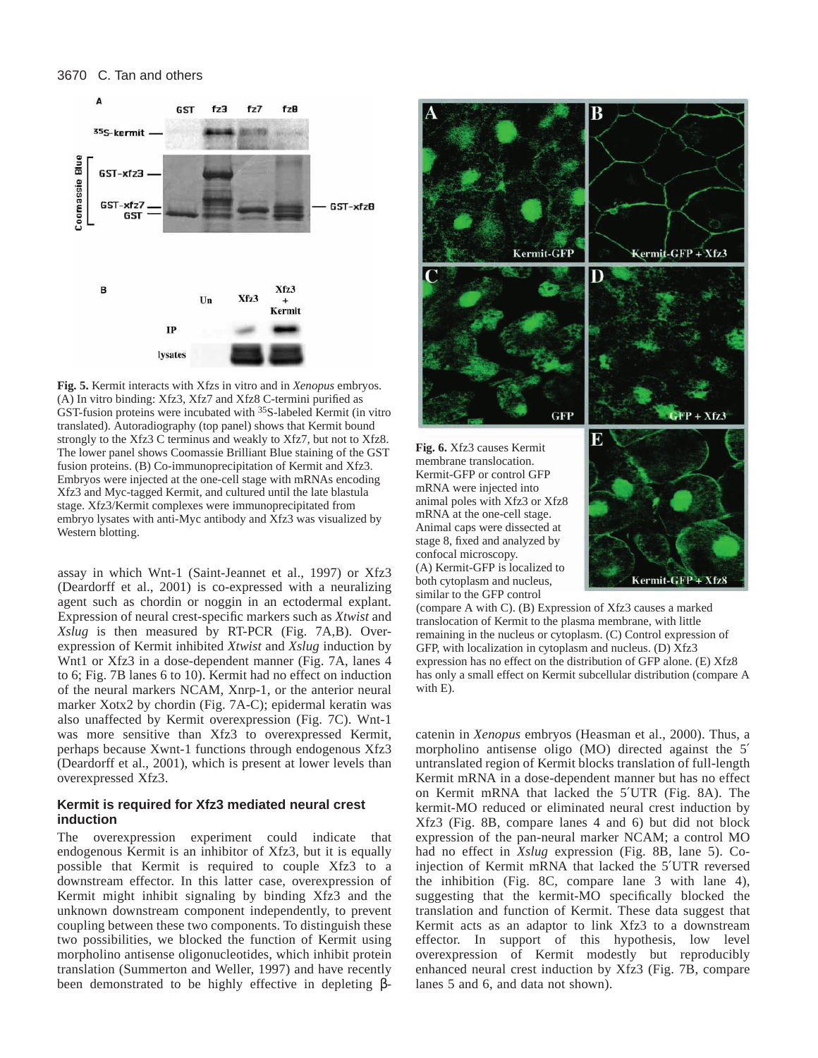**Fig. 5.** Kermit interacts with Xfzs in vitro and in *Xenopus* embryos. (A) In vitro binding: Xfz3, Xfz7 and Xfz8 C-termini purified as GST-fusion proteins were incubated with $^{35}$S-labeled Kermit (in vitro translated). Autoradiography (top panel) shows that Kermit bound strongly to the Xfz3 C terminus and weakly to Xfz7, but not to Xfz8. The lower panel shows Coomassie Brilliant Blue staining of the GST fusion proteins. (B) Co-immunoprecipitation of Kermit and Xfz3. Embryos were injected at the one-cell stage with mRNAs encoding Xfz3 and Myc-tagged Kermit, and cultured until the late blastula stage. Xfz3/Kermit complexes were immunoprecipitated from embryo lysates with anti-Myc antibody and Xfz3 was visualized by Western blotting.

**Fig. 6.** Xfz3 causes Kermit membrane translocation. Kermit-GFP or control GFP mRNA were injected into animal poles with Xfz3 or Xfz8 mRNA at the one-cell stage. Animal caps were dissected at stage 8, fixed and analyzed by confocal microscopy. (A) Kermit-GFP is localized to both cytoplasm and nucleus, similar to the GFP control (compare A with C). (B) Expression of Xfz3 causes a marked translocation of Kermit to the plasma membrane, with little remaining in the nucleus or cytoplasm. (C) Control expression of GFP, with localization in cytoplasm and nucleus. (D) Xfz3 expression has no effect on the distribution of GFP alone. (E) Xfz8 has only a small effect on Kermit subcellular distribution (compare A with E).

assay in which Wnt-1 (Saint-Jeannet et al., 1997) or Xfz3 (Deardorff et al., 2001) is co-expressed with a neuralizing agent such as chordin or noggin in an ectodermal explant. Expression of neural crest-specific markers such as *Xtwist* and *Xslug* is then measured by RT-PCR (Fig. 7A,B). Overexpression of Kermit inhibited *Xtwist* and *Xslug* induction by Wnt1 or Xfz3 in a dose-dependent manner (Fig. 7A, lanes 4 to 6; Fig. 7B lanes 6 to 10). Kermit had no effect on induction of the neural markers NCAM, Xnrp-1, or the anterior neural marker Xotx2 by chordin (Fig. 7A-C); epidermal keratin was also unaffected by Kermit overexpression (Fig. 7C). Wnt-1 was more sensitive than Xfz3 to overexpressed Kermit, perhaps because Xwnt-1 functions through endogenous Xfz3 (Deardorff et al., 2001), which is present at lower levels than overexpressed Xfz3.

### Kermit is required for Xfz3 mediated neural crest induction

The overexpression experiment could indicate that endogenous Kermit is an inhibitor of Xfz3, but it is equally possible that Kermit is required to couple Xfz3 to a downstream effector. In this latter case, overexpression of Kermit might inhibit signaling by binding Xfz3 and the unknown downstream component independently, to prevent coupling between these two components. To distinguish these two possibilities, we blocked the function of Kermit using morpholino antisense oligonucleotides, which inhibit protein translation (Summerton and Weller, 1997) and have recently been demonstrated to be highly effective in depleting β-catenin in *Xenopus* embryos (Heasman et al., 2000). Thus, a morpholino antisense oligo (MO) directed against the 5′ untranslated region of Kermit blocks translation of full-length Kermit mRNA in a dose-dependent manner but has no effect on Kermit mRNA that lacked the 5′UTR (Fig. 8A). The kermit-MO reduced or eliminated neural crest induction by Xfz3 (Fig. 8B, compare lanes 4 and 6) but did not block expression of the pan-neural marker NCAM; a control MO had no effect in *Xslug* expression (Fig. 8B, lane 5). Co-injection of Kermit mRNA that lacked the 5′UTR reversed the inhibition (Fig. 8C, compare lane 3 with lane 4), suggesting that the kermit-MO specifically blocked the translation and function of Kermit. These data suggest that Kermit acts as an adaptor to link Xfz3 to a downstream effector. In support of this hypothesis, low level overexpression of Kermit modestly but reproducibly enhanced neural crest induction by Xfz3 (Fig. 7B, compare lanes 5 and 6, and data not shown).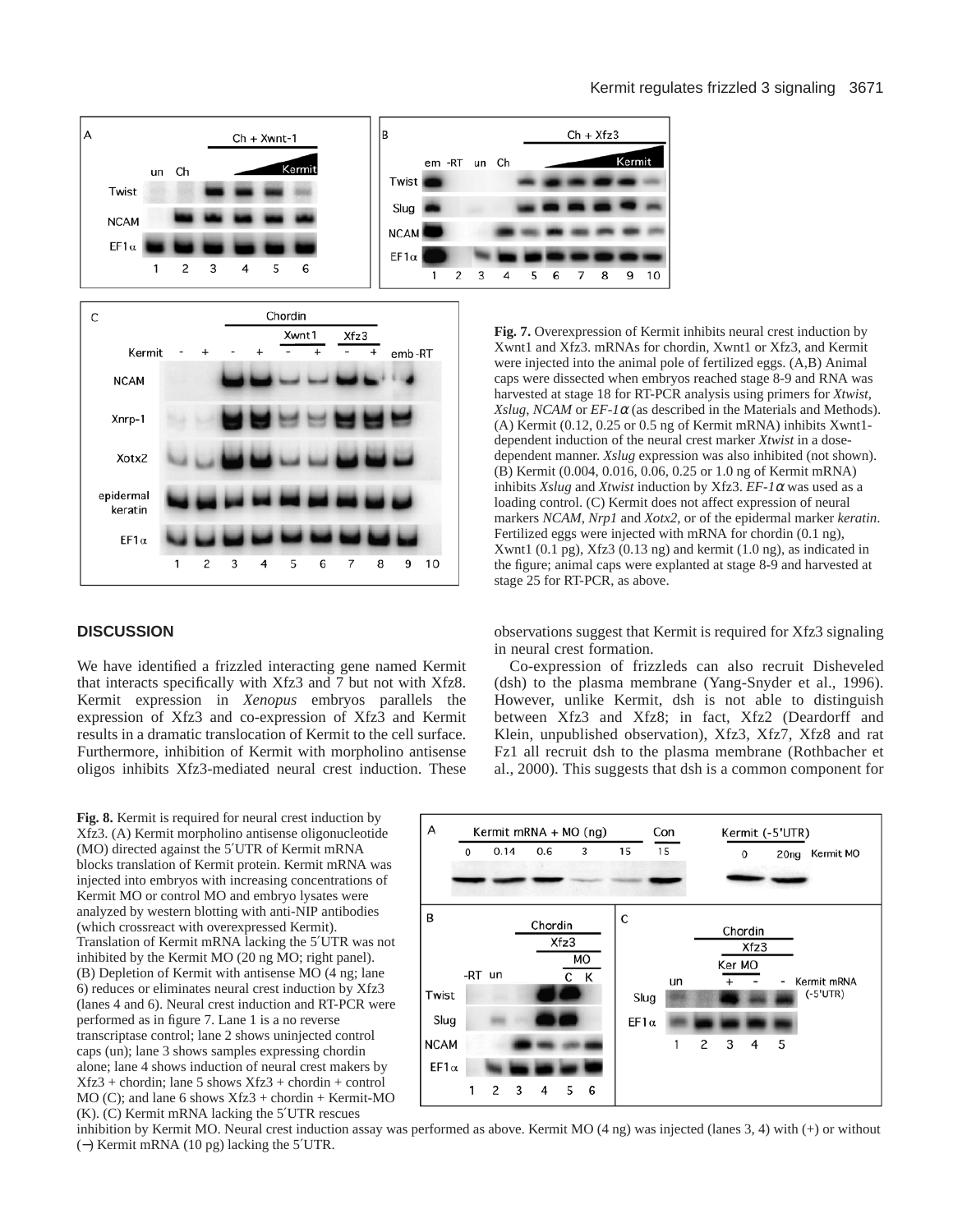**Fig. 7.** Overexpression of Kermit inhibits neural crest induction by Xwnt1 and Xfz3. mRNAs for chordin, Xwnt1 or Xfz3, and Kermit were injected into the animal pole of fertilized eggs. (A,B) Animal caps were dissected when embryos reached stage 8-9 and RNA was harvested at stage 18 for RT-PCR analysis using primers for *Xtwist*, *Xslug*, *NCAM* or *EF-1α* (as described in the Materials and Methods). (A) Kermit (0.12, 0.25 or 0.5 ng of Kermit mRNA) inhibits Xwnt1-dependent induction of the neural crest marker *Xtwist* in a dose-dependent manner. *Xslug* expression was also inhibited (not shown). (B) Kermit (0.004, 0.016, 0.06, 0.25 or 1.0 ng of Kermit mRNA) inhibits *Xslug* and *Xtwist* induction by Xfz3. *EF-1α* was used as a loading control. (C) Kermit does not affect expression of neural markers *NCAM*, *Nrp1* and *Xotx2*, or of the epidermal marker *keratin*. Fertilized eggs were injected with mRNA for chordin (0.1 ng), Xwnt1 (0.1 pg), Xfz3 (0.13 ng) and kermit (1.0 ng), as indicated in the figure; animal caps were explanted at stage 8-9 and harvested at stage 25 for RT-PCR, as above.

## DISCUSSION

We have identified a frizzled interacting gene named Kermit that interacts specifically with Xfz3 and 7 but not with Xfz8. Kermit expression in *Xenopus* embryos parallels the expression of Xfz3 and co-expression of Xfz3 and Kermit results in a dramatic translocation of Kermit to the cell surface. Furthermore, inhibition of Kermit with morpholino antisense oligos inhibits Xfz3-mediated neural crest induction. These observations suggest that Kermit is required for Xfz3 signaling in neural crest formation.

Co-expression of frizzleds can also recruit Disheveled (dsh) to the plasma membrane (Yang-Snyder et al., 1996). However, unlike Kermit, dsh is not able to distinguish between Xfz3 and Xfz8; in fact, Xfz2 (Deardorff and Klein, unpublished observation), Xfz3, Xfz7, Xfz8 and rat Fz1 all recruit dsh to the plasma membrane (Rothbacher et al., 2000). This suggests that dsh is a common component for

**Fig. 8.** Kermit is required for neural crest induction by Xfz3. (A) Kermit morpholino antisense oligonucleotide (MO) directed against the 5′UTR of Kermit mRNA blocks translation of Kermit protein. Kermit mRNA was injected into embryos with increasing concentrations of Kermit MO or control MO and embryo lysates were analyzed by western blotting with anti-NIP antibodies (which crossreact with overexpressed Kermit). Translation of Kermit mRNA lacking the 5′UTR was not inhibited by the Kermit MO (20 ng MO; right panel). (B) Depletion of Kermit with antisense MO (4 ng; lane 6) reduces or eliminates neural crest induction by Xfz3 (lanes 4 and 6). Neural crest induction and RT-PCR were performed as in figure 7. Lane 1 is a no reverse transcriptase control; lane 2 shows uninjected control caps (un); lane 3 shows samples expressing chordin alone; lane 4 shows induction of neural crest makers by Xfz3 + chordin; lane 5 shows Xfz3 + chordin + control MO (C); and lane 6 shows Xfz3 + chordin + Kermit-MO (K). (C) Kermit mRNA lacking the 5′UTR rescues inhibition by Kermit MO. Neural crest induction assay was performed as above. Kermit MO (4 ng) was injected (lanes 3, 4) with (+) or without (–) Kermit mRNA (10 pg) lacking the 5′UTR.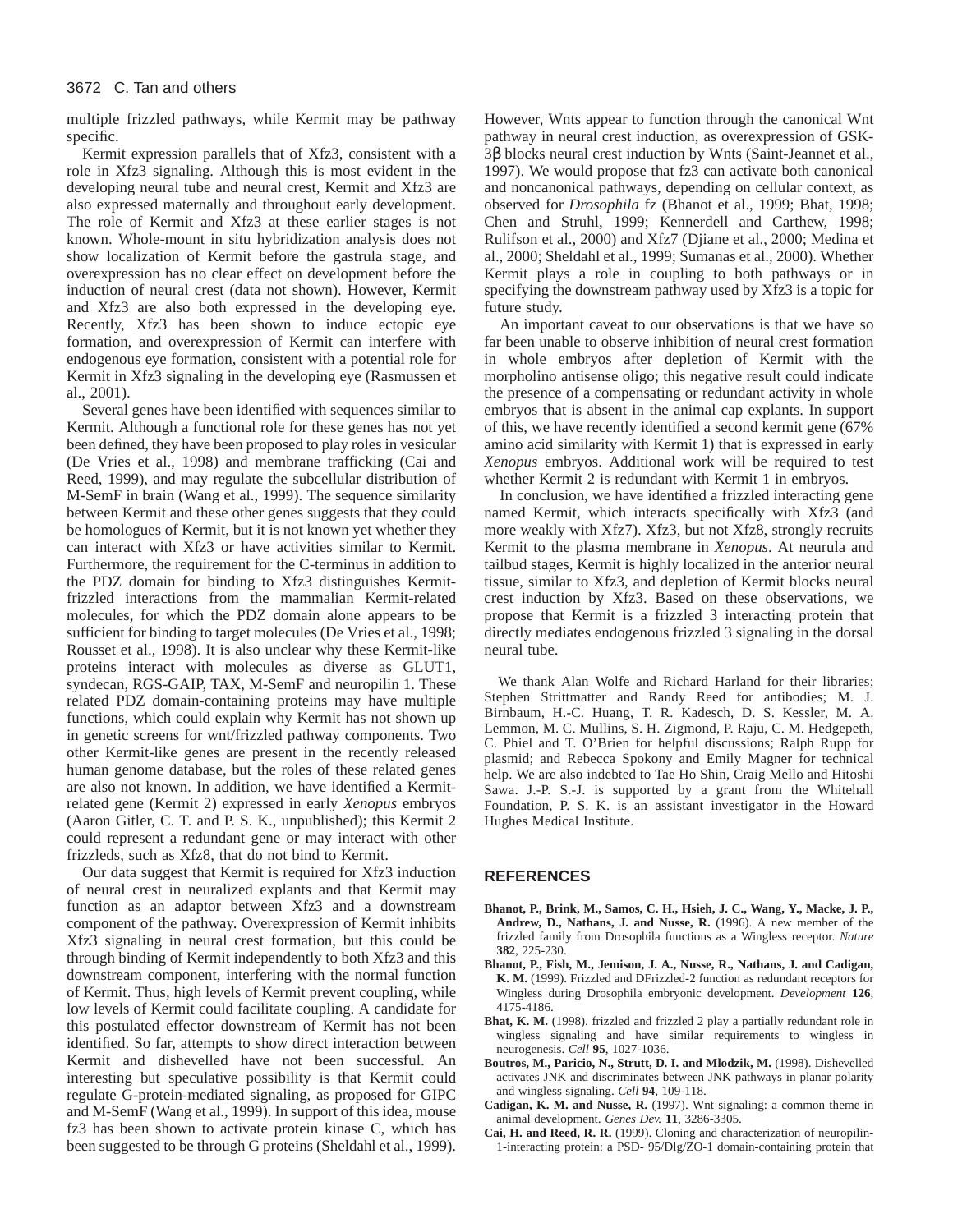multiple frizzled pathways, while Kermit may be pathway specific.

Kermit expression parallels that of Xfz3, consistent with a role in Xfz3 signaling. Although this is most evident in the developing neural tube and neural crest, Kermit and Xfz3 are also expressed maternally and throughout early development. The role of Kermit and Xfz3 at these earlier stages is not known. Whole-mount in situ hybridization analysis does not show localization of Kermit before the gastrula stage, and overexpression has no clear effect on development before the induction of neural crest (data not shown). However, Kermit and Xfz3 are also both expressed in the developing eye. Recently, Xfz3 has been shown to induce ectopic eye formation, and overexpression of Kermit can interfere with endogenous eye formation, consistent with a potential role for Kermit in Xfz3 signaling in the developing eye (Rasmussen et al., 2001).

Several genes have been identified with sequences similar to Kermit. Although a functional role for these genes has not yet been defined, they have been proposed to play roles in vesicular (De Vries et al., 1998) and membrane trafficking (Cai and Reed, 1999), and may regulate the subcellular distribution of M-SemF in brain (Wang et al., 1999). The sequence similarity between Kermit and these other genes suggests that they could be homologues of Kermit, but it is not known yet whether they can interact with Xfz3 or have activities similar to Kermit. Furthermore, the requirement for the C-terminus in addition to the PDZ domain for binding to Xfz3 distinguishes Kermit-frizzled interactions from the mammalian Kermit-related molecules, for which the PDZ domain alone appears to be sufficient for binding to target molecules (De Vries et al., 1998; Rousset et al., 1998). It is also unclear why these Kermit-like proteins interact with molecules as diverse as GLUT1, syndecan, RGS-GAIP, TAX, M-SemF and neuropilin 1. These related PDZ domain-containing proteins may have multiple functions, which could explain why Kermit has not shown up in genetic screens for wnt/frizzled pathway components. Two other Kermit-like genes are present in the recently released human genome database, but the roles of these related genes are also not known. In addition, we have identified a Kermit-related gene (Kermit 2) expressed in early *Xenopus* embryos (Aaron Gitler, C. T. and P. S. K., unpublished); this Kermit 2 could represent a redundant gene or may interact with other frizzleds, such as Xfz8, that do not bind to Kermit.

Our data suggest that Kermit is required for Xfz3 induction of neural crest in neuralized explants and that Kermit may function as an adaptor between Xfz3 and a downstream component of the pathway. Overexpression of Kermit inhibits Xfz3 signaling in neural crest formation, but this could be through binding of Kermit independently to both Xfz3 and this downstream component, interfering with the normal function of Kermit. Thus, high levels of Kermit prevent coupling, while low levels of Kermit could facilitate coupling. A candidate for this postulated effector downstream of Kermit has not been identified. So far, attempts to show direct interaction between Kermit and dishevelled have not been successful. An interesting but speculative possibility is that Kermit could regulate G-protein-mediated signaling, as proposed for GIPC and M-SemF (Wang et al., 1999). In support of this idea, mouse fz3 has been shown to activate protein kinase C, which has been suggested to be through G proteins (Sheldahl et al., 1999). However, Wnts appear to function through the canonical Wnt pathway in neural crest induction, as overexpression of GSK-3β blocks neural crest induction by Wnts (Saint-Jeannet et al., 1997). We would propose that fz3 can activate both canonical and noncanonical pathways, depending on cellular context, as observed for *Drosophila* fz (Bhanot et al., 1999; Bhat, 1998; Chen and Struhl, 1999; Kennerdell and Carthew, 1998; Rulifson et al., 2000) and Xfz7 (Djiane et al., 2000; Medina et al., 2000; Sheldahl et al., 1999; Sumanas et al., 2000). Whether Kermit plays a role in coupling to both pathways or in specifying the downstream pathway used by Xfz3 is a topic for future study.

An important caveat to our observations is that we have so far been unable to observe inhibition of neural crest formation in whole embryos after depletion of Kermit with the morpholino antisense oligo; this negative result could indicate the presence of a compensating or redundant activity in whole embryos that is absent in the animal cap explants. In support of this, we have recently identified a second kermit gene (67% amino acid similarity with Kermit 1) that is expressed in early *Xenopus* embryos. Additional work will be required to test whether Kermit 2 is redundant with Kermit 1 in embryos.

In conclusion, we have identified a frizzled interacting gene named Kermit, which interacts specifically with Xfz3 (and more weakly with Xfz7). Xfz3, but not Xfz8, strongly recruits Kermit to the plasma membrane in *Xenopus*. At neurula and tailbud stages, Kermit is highly localized in the anterior neural tissue, similar to Xfz3, and depletion of Kermit blocks neural crest induction by Xfz3. Based on these observations, we propose that Kermit is a frizzled 3 interacting protein that directly mediates endogenous frizzled 3 signaling in the dorsal neural tube.

We thank Alan Wolfe and Richard Harland for their libraries; Stephen Strittmatter and Randy Reed for antibodies; M. J. Birnbaum, H.-C. Huang, T. R. Kadesch, D. S. Kessler, M. A. Lemmon, M. C. Mullins, S. H. Zigmond, P. Raju, C. M. Hedgepeth, C. Phiel and T. O'Brien for helpful discussions; Ralph Rupp for plasmid; and Rebecca Spokony and Emily Magner for technical help. We are also indebted to Tae Ho Shin, Craig Mello and Hitoshi Sawa. J.-P. S.-J. is supported by a grant from the Whitehall Foundation, P. S. K. is an assistant investigator in the Howard Hughes Medical Institute.

## REFERENCES

**Bhanot, P., Brink, M., Samos, C. H., Hsieh, J. C., Wang, Y., Macke, J. P., Andrew, D., Nathans, J. and Nusse, R.** (1996). A new member of the frizzled family from Drosophila functions as a Wingless receptor. *Nature* **382**, 225-230.

**Bhanot, P., Fish, M., Jemison, J. A., Nusse, R., Nathans, J. and Cadigan, K. M.** (1999). Frizzled and DFrizzled-2 function as redundant receptors for Wingless during Drosophila embryonic development. *Development* **126**, 4175-4186.

**Bhat, K. M.** (1998). frizzled and frizzled 2 play a partially redundant role in wingless signaling and have similar requirements to wingless in neurogenesis. *Cell* **95**, 1027-1036.

**Boutros, M., Paricio, N., Strutt, D. I. and Mlodzik, M.** (1998). Dishevelled activates JNK and discriminates between JNK pathways in planar polarity and wingless signaling. *Cell* **94**, 109-118.

**Cadigan, K. M. and Nusse, R.** (1997). Wnt signaling: a common theme in animal development. *Genes Dev.* **11**, 3286-3305.

**Cai, H. and Reed, R. R.** (1999). Cloning and characterization of neuropilin-1-interacting protein: a PSD- 95/Dlg/ZO-1 domain-containing protein that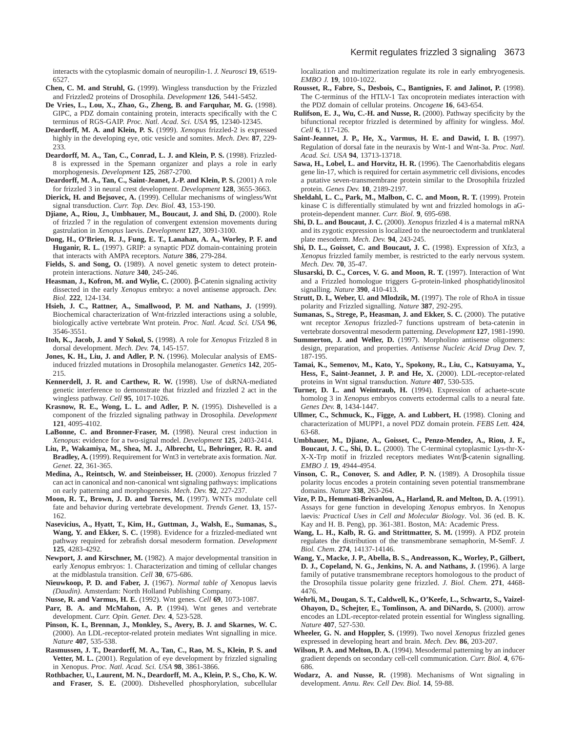interacts with the cytoplasmic domain of neuropilin-1. *J. Neurosci* **19**, 6519-6527.

**Chen, C. M. and Struhl, G.** (1999). Wingless transduction by the Frizzled and Frizzled2 proteins of Drosophila. *Development* **126**, 5441-5452.

**De Vries, L., Lou, X., Zhao, G., Zheng, B. and Farquhar, M. G.** (1998). GIPC, a PDZ domain containing protein, interacts specifically with the C terminus of RGS-GAIP. *Proc. Natl. Acad. Sci. USA* **95**, 12340-12345.

**Deardorff, M. A. and Klein, P. S.** (1999). *Xenopus* frizzled-2 is expressed highly in the developing eye, otic vesicle and somites. *Mech. Dev.* **87**, 229-233.

**Deardorff, M. A., Tan, C., Conrad, L. J. and Klein, P. S.** (1998). Frizzled-8 is expressed in the Spemann organizer and plays a role in early morphogenesis. *Development* **125**, 2687-2700.

**Deardorff, M. A., Tan, C., Saint-Jeanet, J.-P. and Klein, P. S.** (2001) A role for frizzled 3 in neural crest development. *Development* **128**, 3655-3663.

**Dierick, H. and Bejsovec, A.** (1999). Cellular mechanisms of wingless/Wnt signal transduction. *Curr. Top. Dev. Biol.* **43**, 153-190.

**Djiane, A., Riou, J., Umbhauer, M., Boucaut, J. and Shi, D.** (2000). Role of frizzled 7 in the regulation of convergent extension movements during gastrulation in *Xenopus* laevis. *Development* **127**, 3091-3100.

**Dong, H., O'Brien, R. J., Fung, E. T., Lanahan, A. A., Worley, P. F. and Huganir, R. L.** (1997). GRIP: a synaptic PDZ domain-containing protein that interacts with AMPA receptors. *Nature* **386**, 279-284.

**Fields, S. and Song, O.** (1989). A novel genetic system to detect protein-protein interactions. *Nature* **340**, 245-246.

**Heasman, J., Kofron, M. and Wylie, C.** (2000). β-Catenin signaling activity dissected in the early *Xenopus* embryo: a novel antisense approach. *Dev. Biol.* **222**, 124-134.

**Hsieh, J. C., Rattner, A., Smallwood, P. M. and Nathans, J.** (1999). Biochemical characterization of Wnt-frizzled interactions using a soluble, biologically active vertebrate Wnt protein. *Proc. Natl. Acad. Sci. USA* **96**, 3546-3551.

**Itoh, K., Jacob, J. and Y Sokol, S.** (1998). A role for *Xenopus* Frizzled 8 in dorsal development. *Mech. Dev.* **74**, 145-157.

**Jones, K. H., Liu, J. and Adler, P. N.** (1996). Molecular analysis of EMS-induced frizzled mutations in Drosophila melanogaster. *Genetics* **142**, 205-215.

**Kennerdell, J. R. and Carthew, R. W.** (1998). Use of dsRNA-mediated genetic interference to demonstrate that frizzled and frizzled 2 act in the wingless pathway. *Cell* **95**, 1017-1026.

**Krasnow, R. E., Wong, L. L. and Adler, P. N.** (1995). Dishevelled is a component of the frizzled signaling pathway in Drosophila. *Development* **121**, 4095-4102.

**LaBonne, C. and Bronner-Fraser, M.** (1998). Neural crest induction in *Xenopus*: evidence for a two-signal model. *Development* **125**, 2403-2414.

**Liu, P., Wakamiya, M., Shea, M. J., Albrecht, U., Behringer, R. R. and Bradley, A.** (1999). Requirement for Wnt3 in vertebrate axis formation. *Nat. Genet.* **22**, 361-365.

**Medina, A., Reintsch, W. and Steinbeisser, H.** (2000). *Xenopus* frizzled 7 can act in canonical and non-canonical wnt signaling pathways: implications on early patterning and morphogenesis. *Mech. Dev.* **92**, 227-237.

**Moon, R. T., Brown, J. D. and Torres, M.** (1997). WNTs modulate cell fate and behavior during vertebrate development. *Trends Genet.* **13**, 157-162.

**Nasevicius, A., Hyatt, T., Kim, H., Guttman, J., Walsh, E., Sumanas, S., Wang, Y. and Ekker, S. C.** (1998). Evidence for a frizzled-mediated wnt pathway required for zebrafish dorsal mesoderm formation. *Development* **125**, 4283-4292.

**Newport, J. and Kirschner, M.** (1982). A major developmental transition in early *Xenopus* embryos: 1. Characterization and timing of cellular changes at the midblastula transition. *Cell* **30**, 675-686.

**Nieuwkoop, P. D. and Faber, J.** (1967). *Normal table of* Xenopus laevis *(Daudin)*. Amsterdam: North Holland Publishing Company.

**Nusse, R. and Varmus, H. E.** (1992). Wnt genes. *Cell* **69**, 1073-1087.

**Parr, B. A. and McMahon, A. P.** (1994). Wnt genes and vertebrate development. *Curr. Opin. Genet. Dev.* **4**, 523-528.

**Pinson, K. I., Brennan, J., Monkley, S., Avery, B. J. and Skarnes, W. C.** (2000). An LDL-receptor-related protein mediates Wnt signalling in mice. *Nature* **407**, 535-538.

**Rasmussen, J. T., Deardorff, M. A., Tan, C., Rao, M. S., Klein, P. S. and Vetter, M. L.** (2001). Regulation of eye development by frizzled signaling in Xenopus. *Proc. Natl. Acad. Sci. USA* **98**, 3861-3866.

**Rothbacher, U., Laurent, M. N., Deardorff, M. A., Klein, P. S., Cho, K. W. and Fraser, S. E.** (2000). Dishevelled phosphorylation, subcellular localization and multimerization regulate its role in early embryogenesis. *EMBO J.* **19**, 1010-1022.

**Rousset, R., Fabre, S., Desbois, C., Bantignies, F. and Jalinot, P.** (1998). The C-terminus of the HTLV-1 Tax oncoprotein mediates interaction with the PDZ domain of cellular proteins. *Oncogene* **16**, 643-654.

**Rulifson, E. J., Wu, C.-H. and Nusse, R.** (2000). Pathway specificity by the bifunctional receptor frizzled is determined by affinity for wingless. *Mol. Cell* **6**, 117-126.

**Saint-Jeannet, J. P., He, X., Varmus, H. E. and Dawid, I. B.** (1997). Regulation of dorsal fate in the neuraxis by Wnt-1 and Wnt-3a. *Proc. Natl. Acad. Sci. USA* **94**, 13713-13718.

**Sawa, H., Lobel, L. and Horvitz, H. R.** (1996). The Caenorhabditis elegans gene lin-17, which is required for certain asymmetric cell divisions, encodes a putative seven-transmembrane protein similar to the Drosophila frizzled protein. *Genes Dev.* **10**, 2189-2197.

**Sheldahl, L. C., Park, M., Malbon, C. C. and Moon, R. T.** (1999). Protein kinase C is differentially stimulated by wnt and frizzled homologs in aG-protein-dependent manner. *Curr. Biol.* **9**, 695-698.

**Shi, D. L. and Boucaut, J. C.** (2000). *Xenopus* frizzled 4 is a maternal mRNA and its zygotic expression is localized to the neuroectoderm and trunklateral plate mesoderm. *Mech. Dev.* **94**, 243-245.

**Shi, D. L., Goisset, C. and Boucaut, J. C.** (1998). Expression of Xfz3, a *Xenopus* frizzled family member, is restricted to the early nervous system. *Mech. Dev.* **70**, 35-47.

**Slusarski, D. C., Corces, V. G. and Moon, R. T.** (1997). Interaction of Wnt and a Frizzled homologue triggers G-protein-linked phosphatidylinositol signalling. *Nature* **390**, 410-413.

**Strutt, D. I., Weber, U. and Mlodzik, M.** (1997). The role of RhoA in tissue polarity and Frizzled signalling. *Nature* **387**, 292-295.

**Sumanas, S., Strege, P., Heasman, J. and Ekker, S. C.** (2000). The putative wnt receptor *Xenopus* frizzled-7 functions upstream of beta-catenin in vertebrate dorsoventral mesoderm patterning. *Development* **127**, 1981-1990.

**Summerton, J. and Weller, D.** (1997). Morpholino antisense oligomers: design, preparation, and properties. *Antisense Nucleic Acid Drug Dev.* **7**, 187-195.

**Tamai, K., Semenov, M., Kato, Y., Spokony, R., Liu, C., Katsuyama, Y., Hess, F., Saint-Jeannet, J. P. and He, X.** (2000). LDL-receptor-related proteins in Wnt signal transduction. *Nature* **407**, 530-535.

**Turner, D. L. and Weintraub, H.** (1994). Expression of achaete-scute homolog 3 in *Xenopus* embryos converts ectodermal cells to a neural fate. *Genes Dev.* **8**, 1434-1447.

**Ullmer, C., Schmuck, K., Figge, A. and Lubbert, H.** (1998). Cloning and characterization of MUPP1, a novel PDZ domain protein. *FEBS Lett.* **424**, 63-68.

**Umbhauer, M., Djiane, A., Goisset, C., Penzo-Mendez, A., Riou, J. F., Boucaut, J. C., Shi, D. L.** (2000). The C-terminal cytoplasmic Lys-thr-X-X-X-Trp motif in frizzled receptors mediates Wnt/β-catenin signalling. *EMBO J.* **19**, 4944-4954.

**Vinson, C. R., Conover, S. and Adler, P. N.** (1989). A Drosophila tissue polarity locus encodes a protein containing seven potential transmembrane domains. *Nature* **338**, 263-264.

**Vize, P. D., Hemmati-Brivanlou, A., Harland, R. and Melton, D. A.** (1991). Assays for gene function in developing *Xenopus* embryos. In Xenopus laevis*: Practical Uses in Cell and Molecular Biology*. Vol. 36 (ed. B. K. Kay and H. B. Peng), pp. 361-381. Boston, MA: Academic Press.

**Wang, L. H., Kalb, R. G. and Strittmatter, S. M.** (1999). A PDZ protein regulates the distribution of the transmembrane semaphorin, M-SemF. *J. Biol. Chem.* **274**, 14137-14146.

**Wang, Y., Macke, J. P., Abella, B. S., Andreasson, K., Worley, P., Gilbert, D. J., Copeland, N. G., Jenkins, N. A. and Nathans, J.** (1996). A large family of putative transmembrane receptors homologous to the product of the Drosophila tissue polarity gene frizzled. *J. Biol. Chem.* **271**, 4468-4476.

**Wehrli, M., Dougan, S. T., Caldwell, K., O'Keefe, L., Schwartz, S., Vaizel-Ohayon, D., Schejter, E., Tomlinson, A. and DiNardo, S.** (2000). arrow encodes an LDL-receptor-related protein essential for Wingless signalling. *Nature* **407**, 527-530.

**Wheeler, G. N. and Hoppler, S.** (1999). Two novel *Xenopus* frizzled genes expressed in developing heart and brain. *Mech. Dev.* **86**, 203-207.

**Wilson, P. A. and Melton, D. A.** (1994). Mesodermal patterning by an inducer gradient depends on secondary cell-cell communication. *Curr. Biol.* **4**, 676-686.

**Wodarz, A. and Nusse, R.** (1998). Mechanisms of Wnt signaling in development. *Annu. Rev. Cell Dev. Biol.* **14**, 59-88.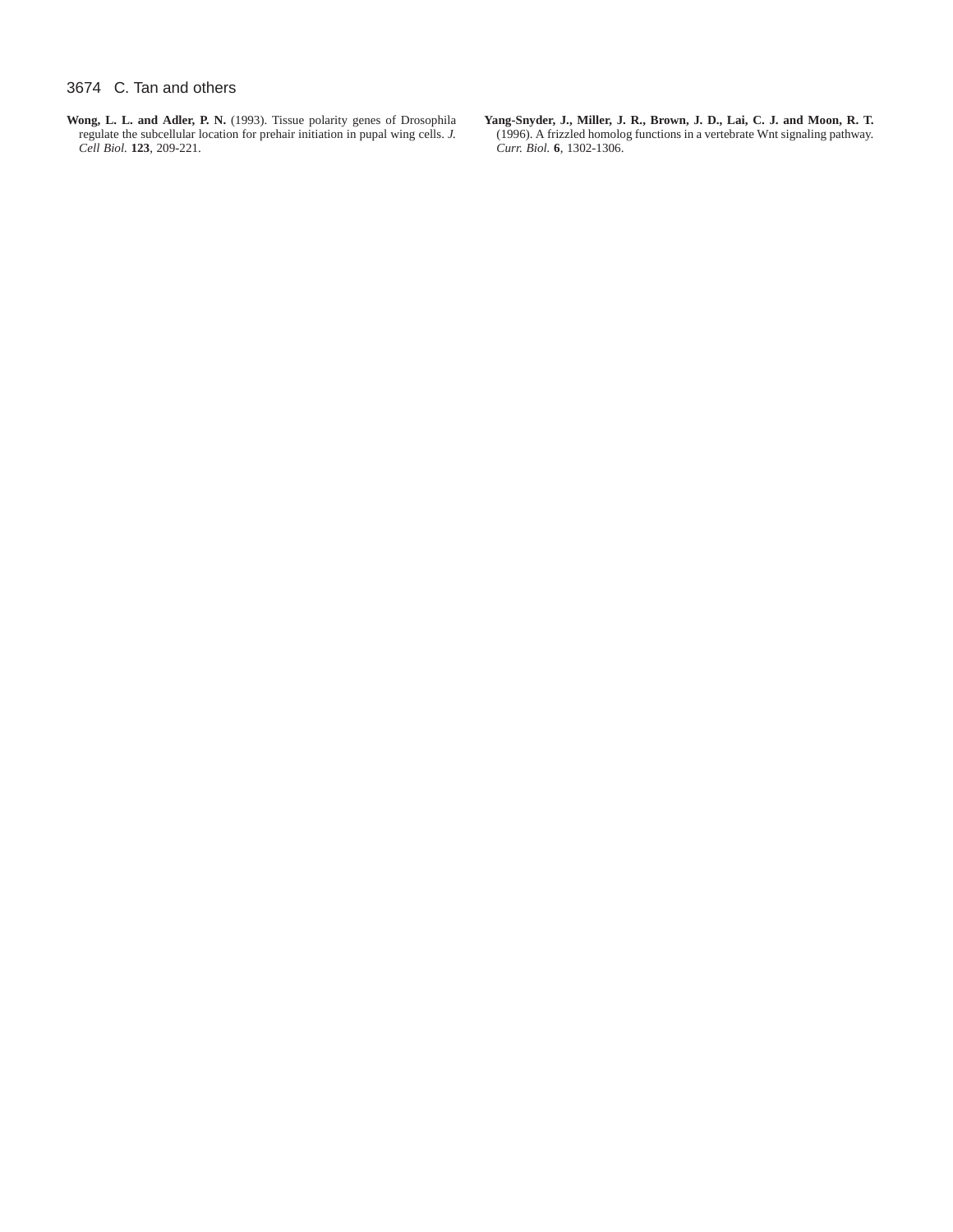**Wong, L. L. and Adler, P. N.** (1993). Tissue polarity genes of Drosophila regulate the subcellular location for prehair initiation in pupal wing cells. *J. Cell Biol.* **123**, 209-221.

**Yang-Snyder, J., Miller, J. R., Brown, J. D., Lai, C. J. and Moon, R. T.** (1996). A frizzled homolog functions in a vertebrate Wnt signaling pathway. *Curr. Biol.* **6**, 1302-1306.